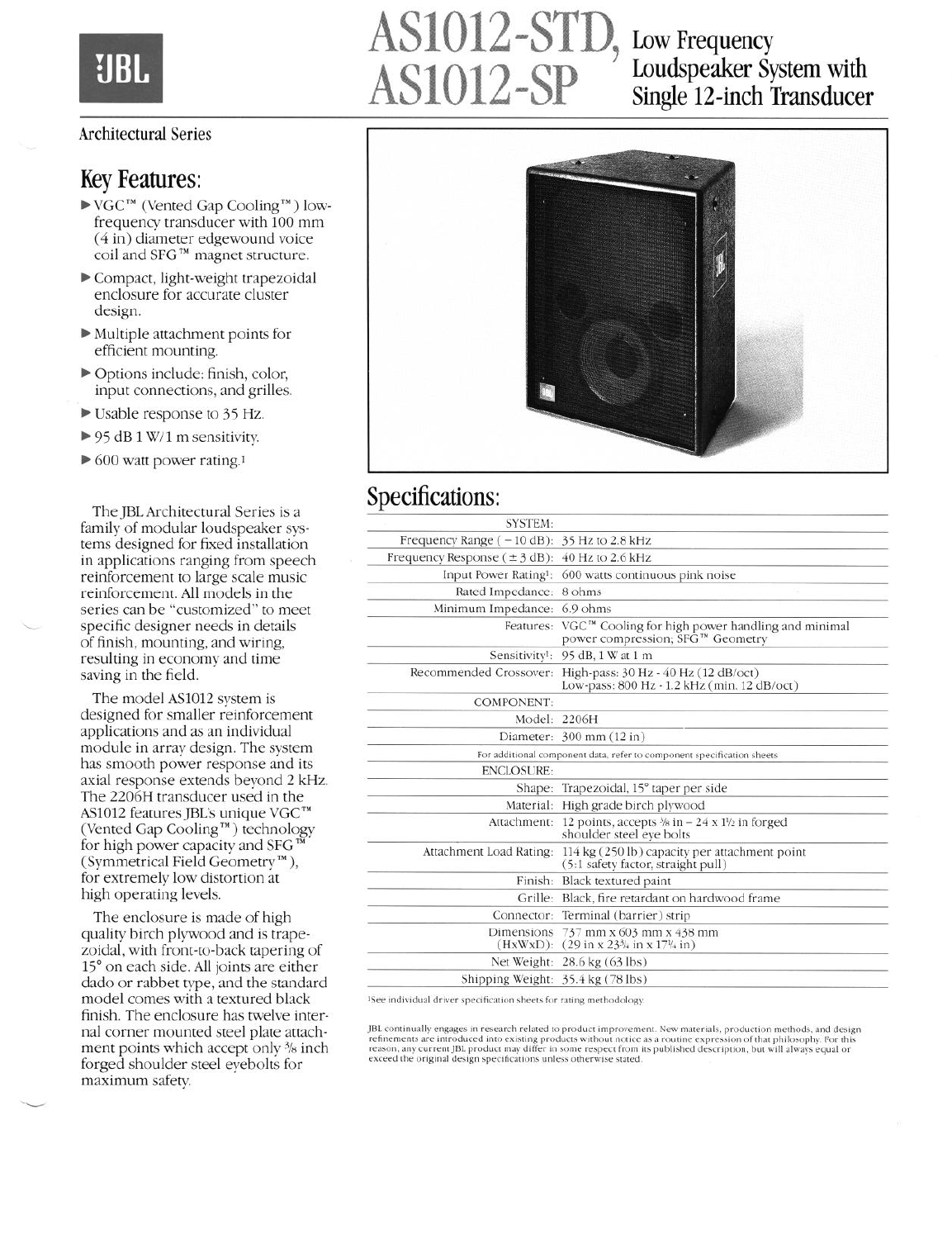# AS1012-STD, AS1012-SP

## Low Frequency Loudspeaker System with Single 12-inch Transducer

JBL

Architectural Series

## Key Features:

- VGC™ (Vented Gap Cooling™) low-frequency transducer with 100 mm (4 in) diameter edgewound voice coil and SFG™ magnet structure.
- Compact, light-weight trapezoidal enclosure for accurate cluster design.
- Multiple attachment points for efficient mounting.
- Options include: finish, color, input connections, and grilles.
- Usable response to 35 Hz.
- 95 dB 1 W/1 m sensitivity.
- 600 watt power rating.[1]

The JBL Architectural Series is a family of modular loudspeaker systems designed for fixed installation in applications ranging from speech reinforcement to large scale music reinforcement. All models in the series can be "customized" to meet specific designer needs in details of finish, mounting, and wiring, resulting in economy and time saving in the field.

The model AS1012 system is designed for smaller reinforcement applications and as an individual module in array design. The system has smooth power response and its axial response extends beyond 2 kHz. The 2206H transducer used in the AS1012 features JBL's unique VGC™ (Vented Gap Cooling™) technology for high power capacity and SFG™ (Symmetrical Field Geometry™), for extremely low distortion at high operating levels.

The enclosure is made of high quality birch plywood and is trapezoidal, with front-to-back tapering of 15° on each side. All joints are either dado or rabbet type, and the standard model comes with a textured black finish. The enclosure has twelve internal corner mounted steel plate attachment points which accept only 3/8 inch forged shoulder steel eyebolts for maximum safety.

## Specifications:

| | |
|---|---|
| SYSTEM: | |
| Frequency Range (−10 dB): | 35 Hz to 2.8 kHz |
| Frequency Response (±3 dB): | 40 Hz to 2.6 kHz |
| Input Power Rating[1]: | 600 watts continuous pink noise |
| Rated Impedance: | 8 ohms |
| Minimum Impedance: | 6.9 ohms |
| Features: | VGC™ Cooling for high power handling and minimal power compression; SFG™ Geometry |
| Sensitivity[1]: | 95 dB, 1 W at 1 m |
| Recommended Crossover: | High-pass: 30 Hz - 40 Hz (12 dB/oct)<br>Low-pass: 800 Hz - 1.2 kHz (min. 12 dB/oct) |
| COMPONENT: | |
| Model: | 2206H |
| Diameter: | 300 mm (12 in) |
| For additional component data, refer to component specification sheets | |
| ENCLOSURE: | |
| Shape: | Trapezoidal, 15° taper per side |
| Material: | High grade birch plywood |
| Attachment: | 12 points, accepts 3/8 in – 24 x 1½ in forged shoulder steel eye bolts |
| Attachment Load Rating: | 114 kg (250 lb) capacity per attachment point (5:1 safety factor, straight pull) |
| Finish: | Black textured paint |
| Grille: | Black, fire retardant on hardwood frame |
| Connector: | Terminal (barrier) strip |
| Dimensions (HxWxD): | 737 mm x 603 mm x 438 mm<br>(29 in x 23¾ in x 17¼ in) |
| Net Weight: | 28.6 kg (63 lbs) |
| Shipping Weight: | 35.4 kg (78 lbs) |

[1]See individual driver specification sheets for rating methodology.

JBL continually engages in research related to product improvement. New materials, production methods, and design refinements are introduced into existing products without notice as a routine expression of that philosophy. For this reason, any current JBL product may differ in some respect from its published description, but will always equal or exceed the original design specifications unless otherwise stated.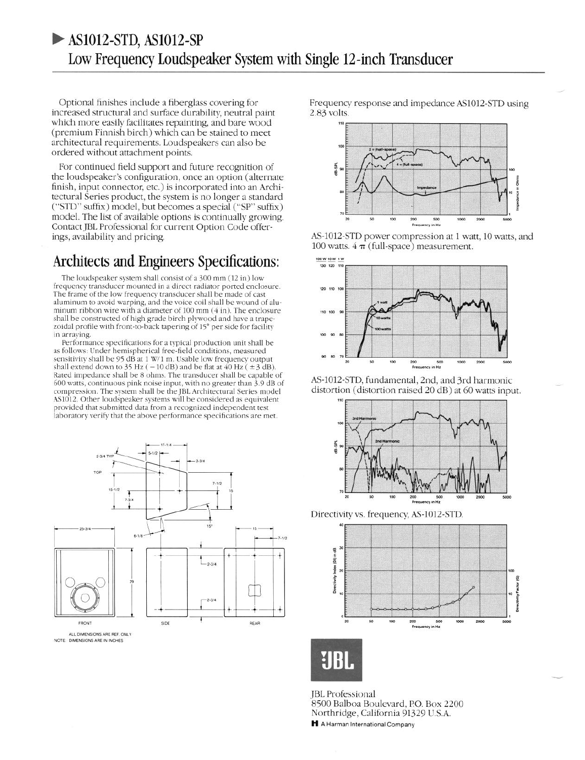# AS1012-STD, AS1012-SP

## Low Frequency Loudspeaker System with Single 12-inch Transducer

Optional finishes include a fiberglass covering for increased structural and surface durability, neutral paint which more easily facilitates repainting, and bare wood (premium Finnish birch) which can be stained to meet architectural requirements. Loudspeakers can also be ordered without attachment points.

For continued field support and future recognition of the loudspeaker's configuration, once an option (alternate finish, input connector, etc.) is incorporated into an Architectural Series product, the system is no longer a standard ("STD" suffix) model, but becomes a special ("SP" suffix) model. The list of available options is continually growing. Contact JBL Professional for current Option Code offerings, availability and pricing.

## Architects and Engineers Specifications:

The loudspeaker system shall consist of a 300 mm (12 in) low frequency transducer mounted in a direct radiator ported enclosure. The frame of the low frequency transducer shall be made of cast aluminum to avoid warping, and the voice coil shall be wound of aluminum ribbon wire with a diameter of 100 mm (4 in). The enclosure shall be constructed of high grade birch plywood and have a trapezoidal profile with front-to-back tapering of 15° per side for facility in arraying.

Performance specifications for a typical production unit shall be as follows: Under hemispherical free-field conditions, measured sensitivity shall be 95 dB at 1 W/1 m. Usable low frequency output shall extend down to 35 Hz (−10 dB) and be flat at 40 Hz (±3 dB). Rated impedance shall be 8 ohms. The transducer shall be capable of 600 watts, continuous pink noise input, with no greater than 3.9 dB of compression. The system shall be the JBL Architectural Series model AS1012. Other loudspeaker systems will be considered as equivalent provided that submitted data from a recognized independent test laboratory verify that the above performance specifications are met.

17-1/4
5-1/2
2-3/4 TYP
2-3/4
TOP
15-1/2
7-3/4
7-1/2
15
15°
23-3/4
6-1/8
15
7-1/2
29
2-3/4
2-3/4
FRONT
SIDE
REAR

ALL DIMENSIONS ARE REF. ONLY
NOTE: DIMENSIONS ARE IN INCHES

Frequency response and impedance AS1012-STD using 2.83 volts.

2 π (half-space)
4 π (full-space)
Impedance
dB-SPL
Impedance in Ohms
Frequency in Hz

AS-1012-STD power compression at 1 watt, 10 watts, and 100 watts. 4 π (full-space) measurement.

100 W 10 W 1 W
1 watt
10 watts
100 watts
Frequency in Hz

AS-1012-STD, fundamental, 2nd, and 3rd harmonic distortion (distortion raised 20 dB) at 60 watts input.

3rd Harmonic
2nd Harmonic
dB-SPL
Frequency in Hz

Directivity vs. frequency, AS-1012-STD.

Directivity Index (DI) in dB
Directivity Factor (Q)
Frequency in Hz

JBL

JBL Professional
8500 Balboa Boulevard, P.O. Box 2200
Northridge, California 91329 U.S.A.

A Harman International Company